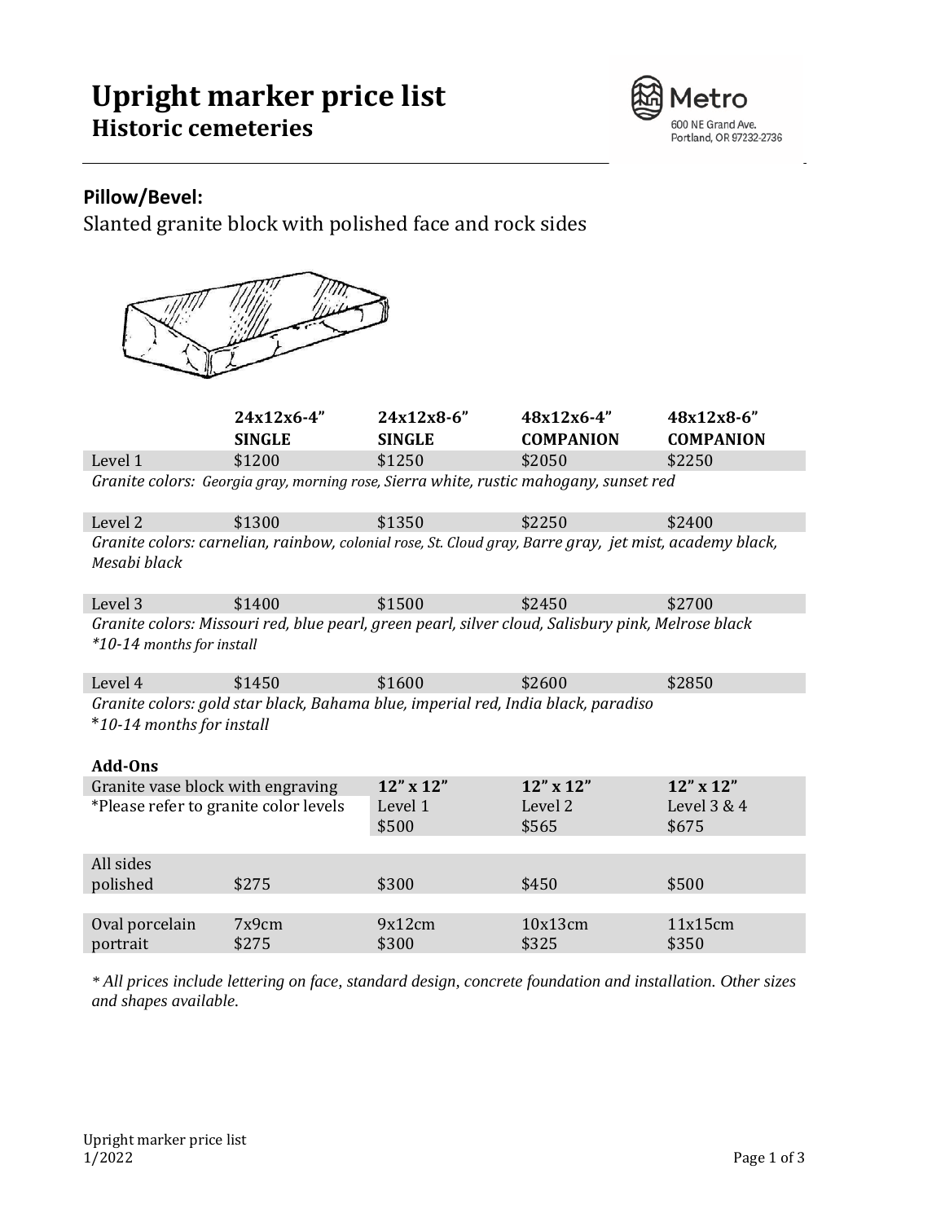# Upright marker price list
## Historic cemeteries

Metro
600 NE Grand Ave.
Portland, OR 97232-2736

### Pillow/Bevel:

Slanted granite block with polished face and rock sides

| | 24x12x6-4" SINGLE | 24x12x8-6" SINGLE | 48x12x6-4" COMPANION | 48x12x8-6" COMPANION |
|---|---|---|---|---|
| Level 1 | $1200 | $1250 | $2050 | $2250 |
| *Granite colors: Georgia gray, morning rose, Sierra white, rustic mahogany, sunset red* | | | | |
| Level 2 | $1300 | $1350 | $2250 | $2400 |
| *Granite colors: carnelian, rainbow, colonial rose, St. Cloud gray, Barre gray, jet mist, academy black, Mesabi black* | | | | |
| Level 3 | $1400 | $1500 | $2450 | $2700 |
| *Granite colors: Missouri red, blue pearl, green pearl, silver cloud, Salisbury pink, Melrose black \*10-14 months for install* | | | | |
| Level 4 | $1450 | $1600 | $2600 | $2850 |
| *Granite colors: gold star black, Bahama blue, imperial red, India black, paradiso \*10-14 months for install* | | | | |

**Add-Ons**

| | | | | |
|---|---|---|---|---|
| Granite vase block with engraving *Please refer to granite color levels | | **12" x 12"** Level 1 $500 | **12" x 12"** Level 2 $565 | **12" x 12"** Level 3 & 4 $675 |
| All sides polished | $275 | $300 | $450 | $500 |
| Oval porcelain portrait | 7x9cm $275 | 9x12cm $300 | 10x13cm $325 | 11x15cm $350 |

*\* All prices include lettering on face, standard design, concrete foundation and installation. Other sizes and shapes available.*

Upright marker price list
1/2022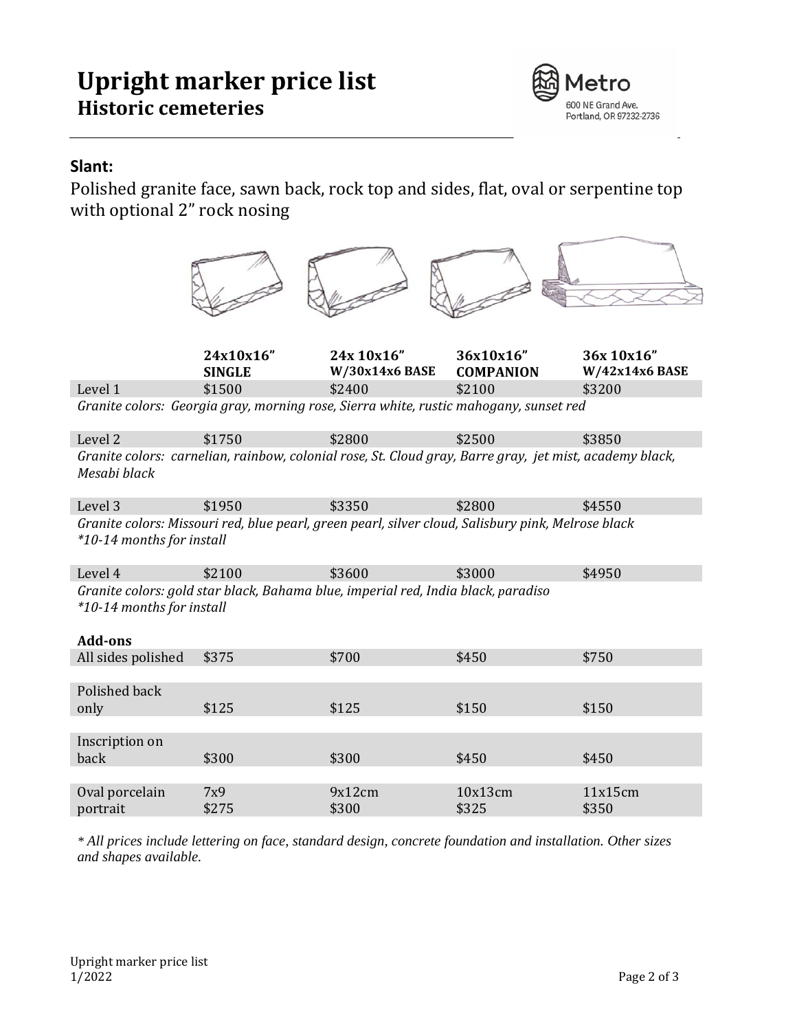# Upright marker price list

## Historic cemeteries

Metro
600 NE Grand Ave.
Portland, OR 97232-2736

### Slant:

Polished granite face, sawn back, rock top and sides, flat, oval or serpentine top with optional 2" rock nosing

| | 24x10x16" SINGLE | 24x 10x16" W/30x14x6 BASE | 36x10x16" COMPANION | 36x 10x16" W/42x14x6 BASE |
|---|---|---|---|---|
| Level 1 | $1500 | $2400 | $2100 | $3200 |
| *Granite colors: Georgia gray, morning rose, Sierra white, rustic mahogany, sunset red* | | | | |
| Level 2 | $1750 | $2800 | $2500 | $3850 |
| *Granite colors: carnelian, rainbow, colonial rose, St. Cloud gray, Barre gray, jet mist, academy black, Mesabi black* | | | | |
| Level 3 | $1950 | $3350 | $2800 | $4550 |
| *Granite colors: Missouri red, blue pearl, green pearl, silver cloud, Salisbury pink, Melrose black \*10-14 months for install* | | | | |
| Level 4 | $2100 | $3600 | $3000 | $4950 |
| *Granite colors: gold star black, Bahama blue, imperial red, India black, paradiso \*10-14 months for install* | | | | |
| **Add-ons** | | | | |
| All sides polished | $375 | $700 | $450 | $750 |
| Polished back only | $125 | $125 | $150 | $150 |
| Inscription on back | $300 | $300 | $450 | $450 |
| Oval porcelain portrait | 7x9 $275 | 9x12cm $300 | 10x13cm $325 | 11x15cm $350 |

*\* All prices include lettering on face, standard design, concrete foundation and installation. Other sizes and shapes available.*

Upright marker price list
1/2022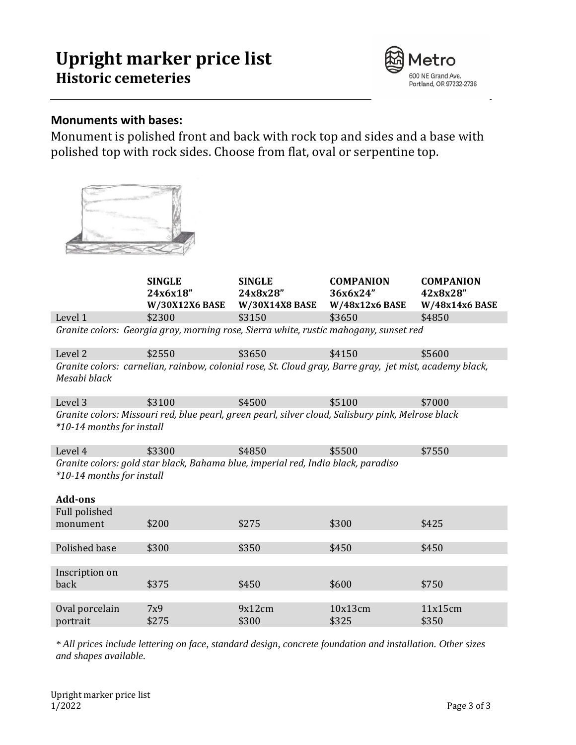# Upright marker price list
## Historic cemeteries

Metro
600 NE Grand Ave.
Portland, OR 97232-2736

### Monuments with bases:

Monument is polished front and back with rock top and sides and a base with polished top with rock sides. Choose from flat, oval or serpentine top.

| | SINGLE 24x6x18" W/30X12X6 BASE | SINGLE 24x8x28" W/30X14X8 BASE | COMPANION 36x6x24" W/48x12x6 BASE | COMPANION 42x8x28" W/48x14x6 BASE |
|---|---|---|---|---|
| Level 1 | $2300 | $3150 | $3650 | $4850 |

*Granite colors: Georgia gray, morning rose, Sierra white, rustic mahogany, sunset red*

| | | | | |
|---|---|---|---|---|
| Level 2 | $2550 | $3650 | $4150 | $5600 |

*Granite colors: carnelian, rainbow, colonial rose, St. Cloud gray, Barre gray, jet mist, academy black, Mesabi black*

| | | | | |
|---|---|---|---|---|
| Level 3 | $3100 | $4500 | $5100 | $7000 |

*Granite colors: Missouri red, blue pearl, green pearl, silver cloud, Salisbury pink, Melrose black*
*\*10-14 months for install*

| | | | | |
|---|---|---|---|---|
| Level 4 | $3300 | $4850 | $5500 | $7550 |

*Granite colors: gold star black, Bahama blue, imperial red, India black, paradiso*
*\*10-14 months for install*

**Add-ons**

| | | | | |
|---|---|---|---|---|
| Full polished monument | $200 | $275 | $300 | $425 |
| Polished base | $300 | $350 | $450 | $450 |
| Inscription on back | $375 | $450 | $600 | $750 |
| Oval porcelain portrait | 7x9 $275 | 9x12cm $300 | 10x13cm $325 | 11x15cm $350 |

*\* All prices include lettering on face, standard design, concrete foundation and installation. Other sizes and shapes available.*

Upright marker price list
1/2022